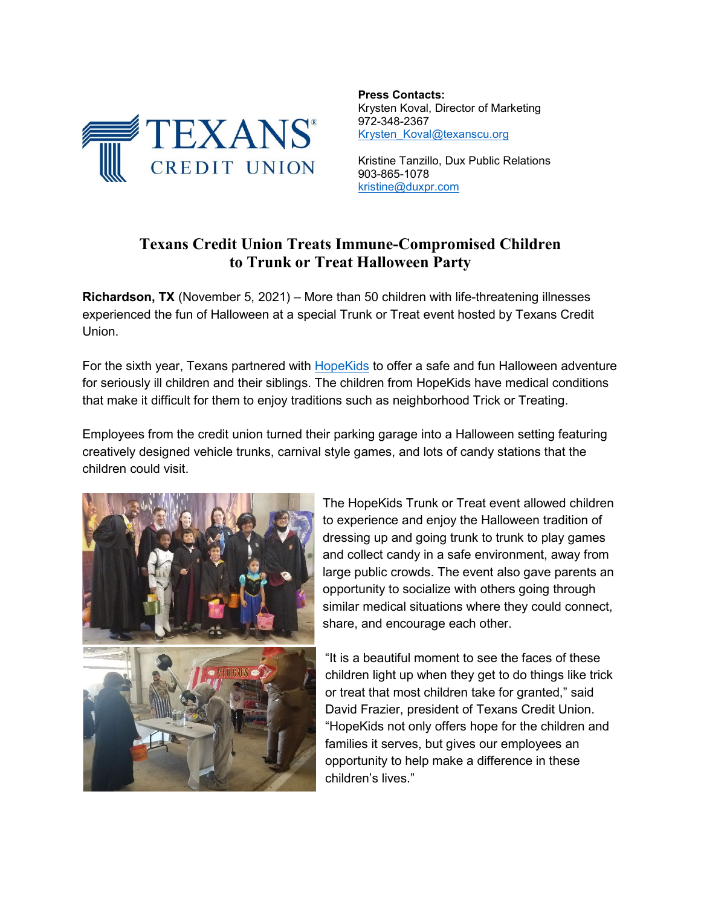**Press Contacts:**
Krysten Koval, Director of Marketing
972-348-2367
Krysten_Koval@texanscu.org

Kristine Tanzillo, Dux Public Relations
903-865-1078
kristine@duxpr.com

# Texans Credit Union Treats Immune-Compromised Children to Trunk or Treat Halloween Party

**Richardson, TX** (November 5, 2021) – More than 50 children with life-threatening illnesses experienced the fun of Halloween at a special Trunk or Treat event hosted by Texans Credit Union.

For the sixth year, Texans partnered with HopeKids to offer a safe and fun Halloween adventure for seriously ill children and their siblings. The children from HopeKids have medical conditions that make it difficult for them to enjoy traditions such as neighborhood Trick or Treating.

Employees from the credit union turned their parking garage into a Halloween setting featuring creatively designed vehicle trunks, carnival style games, and lots of candy stations that the children could visit.

The HopeKids Trunk or Treat event allowed children to experience and enjoy the Halloween tradition of dressing up and going trunk to trunk to play games and collect candy in a safe environment, away from large public crowds. The event also gave parents an opportunity to socialize with others going through similar medical situations where they could connect, share, and encourage each other.

"It is a beautiful moment to see the faces of these children light up when they get to do things like trick or treat that most children take for granted," said David Frazier, president of Texans Credit Union. "HopeKids not only offers hope for the children and families it serves, but gives our employees an opportunity to help make a difference in these children's lives."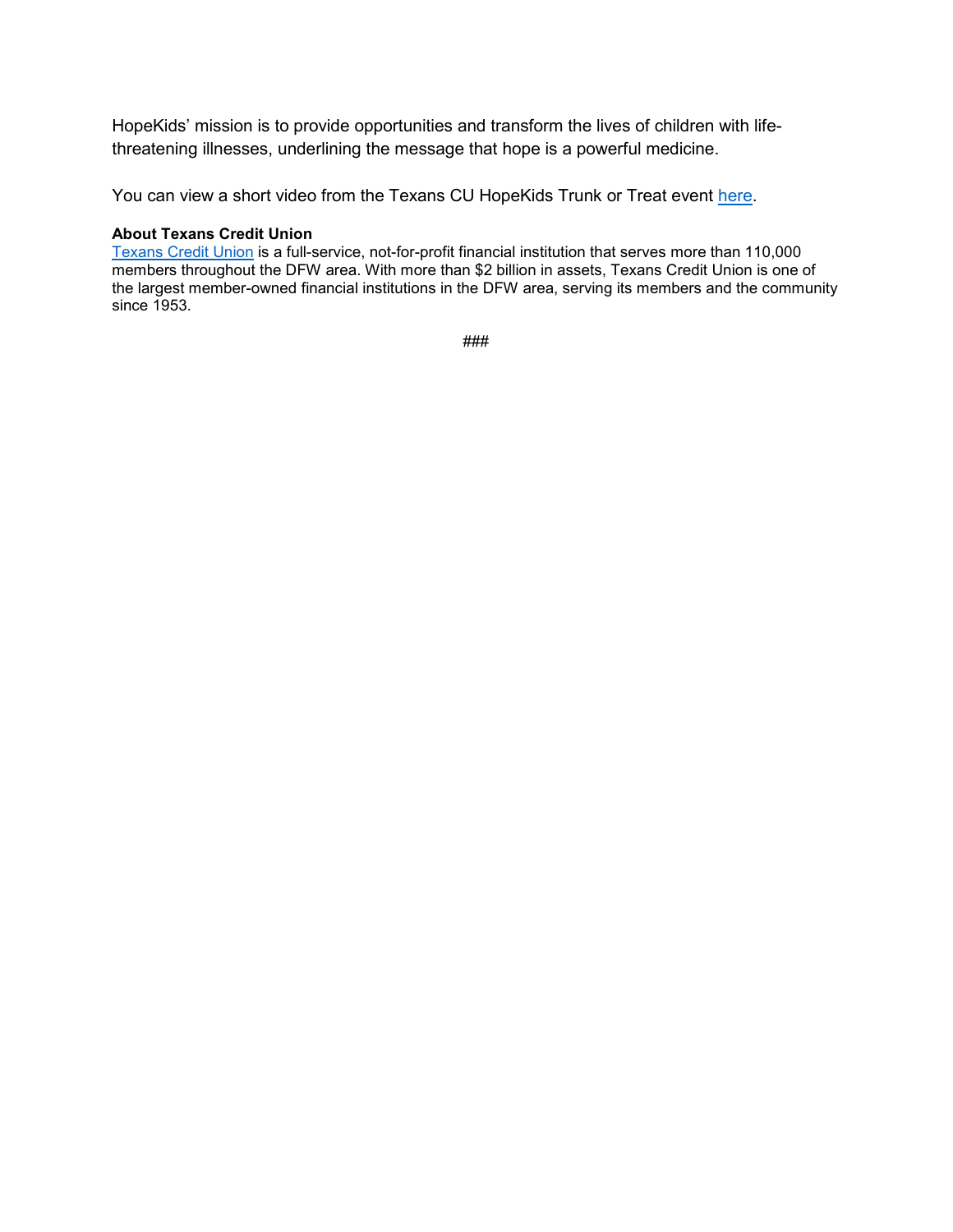HopeKids' mission is to provide opportunities and transform the lives of children with life-threatening illnesses, underlining the message that hope is a powerful medicine.

You can view a short video from the Texans CU HopeKids Trunk or Treat event here.

**About Texans Credit Union**
Texans Credit Union is a full-service, not-for-profit financial institution that serves more than 110,000 members throughout the DFW area. With more than $2 billion in assets, Texans Credit Union is one of the largest member-owned financial institutions in the DFW area, serving its members and the community since 1953.

###